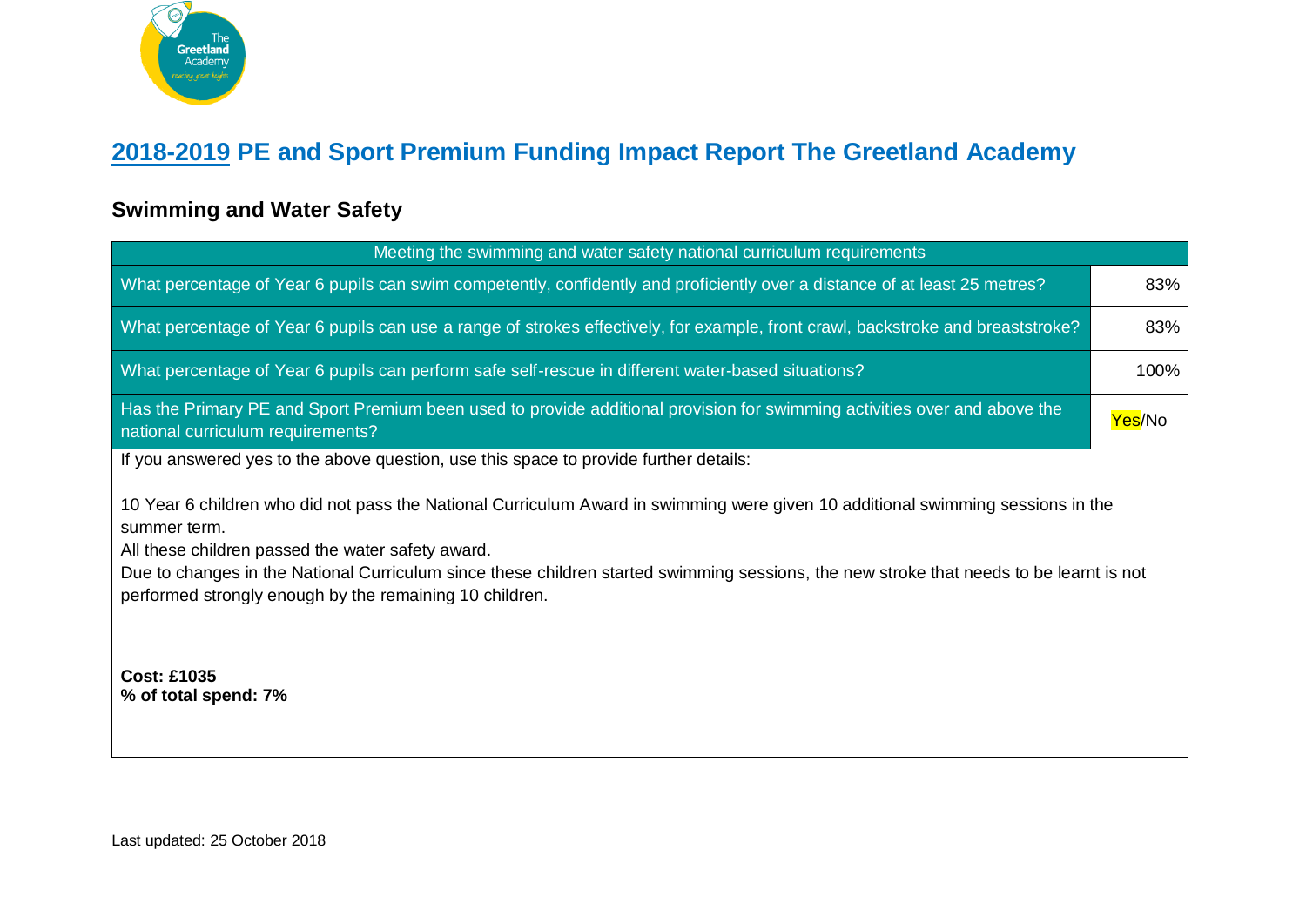# 2018-2019 PE and Sport Premium Funding Impact Report The Greetland Academy

## Swimming and Water Safety

| Meeting the swimming and water safety national curriculum requirements | |
|---|---|
| What percentage of Year 6 pupils can swim competently, confidently and proficiently over a distance of at least 25 metres? | 83% |
| What percentage of Year 6 pupils can use a range of strokes effectively, for example, front crawl, backstroke and breaststroke? | 83% |
| What percentage of Year 6 pupils can perform safe self-rescue in different water-based situations? | 100% |
| Has the Primary PE and Sport Premium been used to provide additional provision for swimming activities over and above the national curriculum requirements? | Yes/No |

If you answered yes to the above question, use this space to provide further details:

10 Year 6 children who did not pass the National Curriculum Award in swimming were given 10 additional swimming sessions in the summer term.
All these children passed the water safety award.
Due to changes in the National Curriculum since these children started swimming sessions, the new stroke that needs to be learnt is not performed strongly enough by the remaining 10 children.

**Cost: £1035**
**% of total spend: 7%**

Last updated: 25 October 2018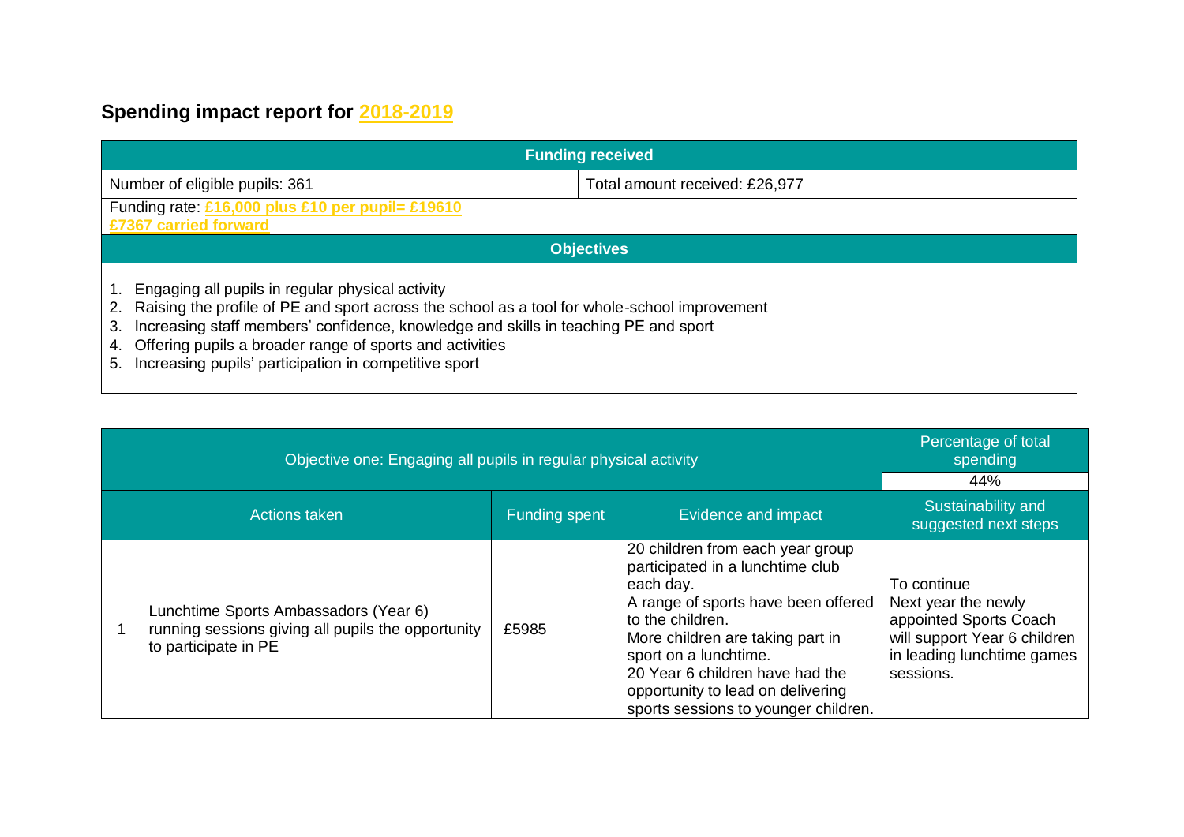## Spending impact report for 2018-2019

| Funding received | |
|---|---|
| Number of eligible pupils: 361 | Total amount received: £26,977 |
| Funding rate: £16,000 plus £10 per pupil= £19610<br>£7367 carried forward | |

**Objectives**

1. Engaging all pupils in regular physical activity
2. Raising the profile of PE and sport across the school as a tool for whole-school improvement
3. Increasing staff members' confidence, knowledge and skills in teaching PE and sport
4. Offering pupils a broader range of sports and activities
5. Increasing pupils' participation in competitive sport

| Objective one: Engaging all pupils in regular physical activity | | | | Percentage of total spending<br>44% |
|---|---|---|---|---|
| | Actions taken | Funding spent | Evidence and impact | Sustainability and suggested next steps |
| 1 | Lunchtime Sports Ambassadors (Year 6) running sessions giving all pupils the opportunity to participate in PE | £5985 | 20 children from each year group participated in a lunchtime club each day.<br>A range of sports have been offered to the children.<br>More children are taking part in sport on a lunchtime.<br>20 Year 6 children have had the opportunity to lead on delivering sports sessions to younger children. | To continue<br>Next year the newly appointed Sports Coach will support Year 6 children in leading lunchtime games sessions. |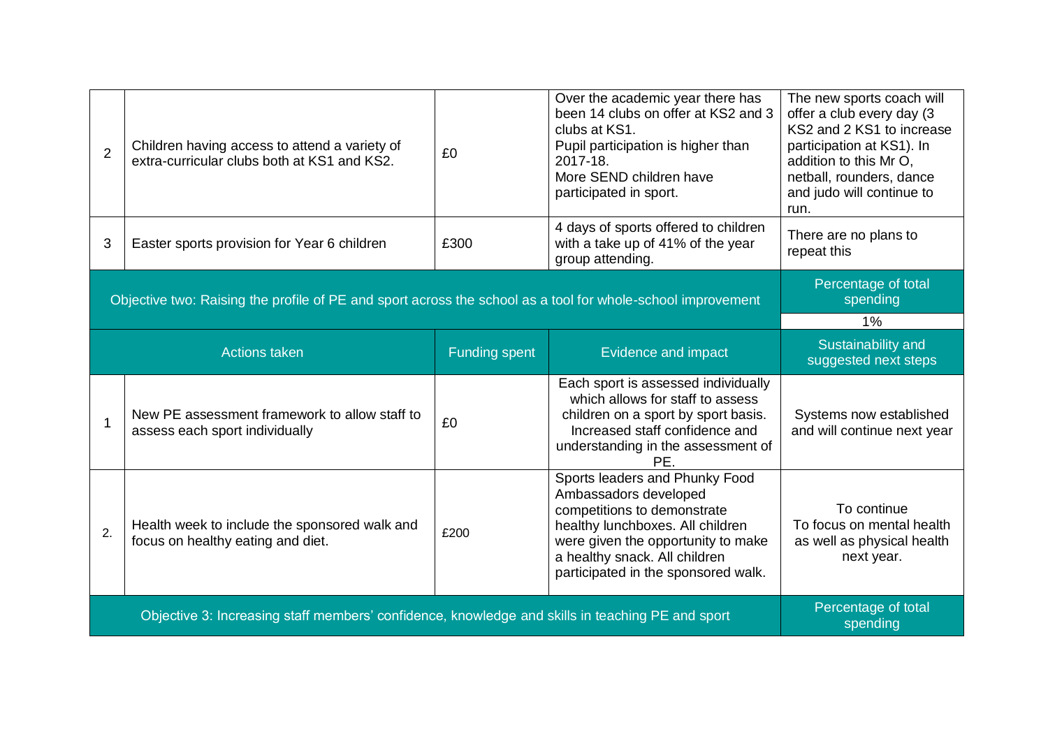| | | | | |
|---|---|---|---|---|
| 2 | Children having access to attend a variety of extra-curricular clubs both at KS1 and KS2. | £0 | Over the academic year there has been 14 clubs on offer at KS2 and 3 clubs at KS1.<br>Pupil participation is higher than 2017-18.<br>More SEND children have participated in sport. | The new sports coach will offer a club every day (3 KS2 and 2 KS1 to increase participation at KS1). In addition to this Mr O, netball, rounders, dance and judo will continue to run. |
| 3 | Easter sports provision for Year 6 children | £300 | 4 days of sports offered to children with a take up of 41% of the year group attending. | There are no plans to repeat this |
| Objective two: Raising the profile of PE and sport across the school as a tool for whole-school improvement | | | | Percentage of total spending<br>1% |
| Actions taken | | Funding spent | Evidence and impact | Sustainability and suggested next steps |
| 1 | New PE assessment framework to allow staff to assess each sport individually | £0 | Each sport is assessed individually which allows for staff to assess children on a sport by sport basis. Increased staff confidence and understanding in the assessment of PE. | Systems now established and will continue next year |
| 2. | Health week to include the sponsored walk and focus on healthy eating and diet. | £200 | Sports leaders and Phunky Food Ambassadors developed competitions to demonstrate healthy lunchboxes. All children were given the opportunity to make a healthy snack. All children participated in the sponsored walk. | To continue<br>To focus on mental health as well as physical health next year. |
| Objective 3: Increasing staff members' confidence, knowledge and skills in teaching PE and sport | | | | Percentage of total spending |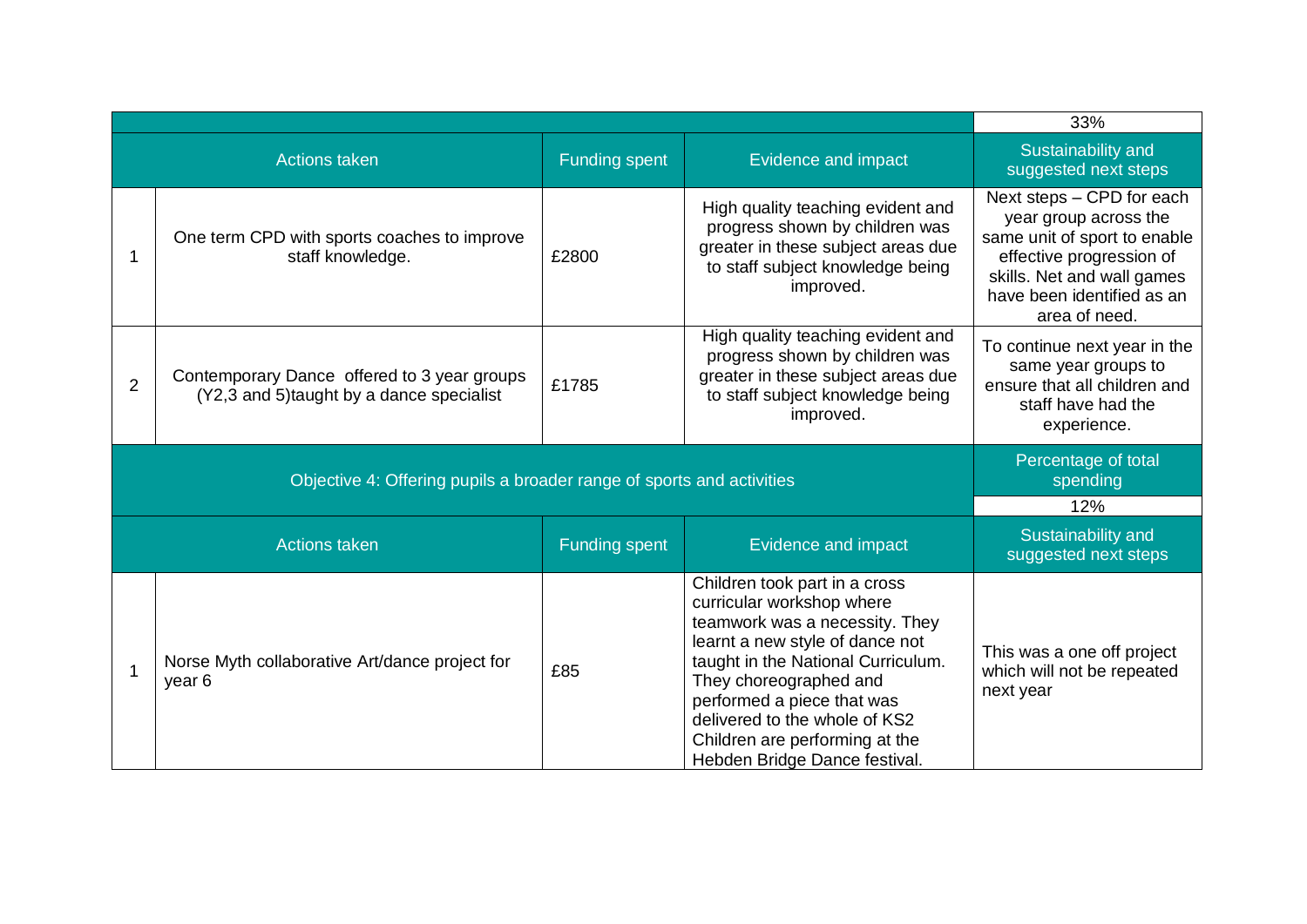| | | | | 33% |
|---|---|---|---|---|
| Actions taken | | Funding spent | Evidence and impact | Sustainability and suggested next steps |
| 1 | One term CPD with sports coaches to improve staff knowledge. | £2800 | High quality teaching evident and progress shown by children was greater in these subject areas due to staff subject knowledge being improved. | Next steps – CPD for each year group across the same unit of sport to enable effective progression of skills. Net and wall games have been identified as an area of need. |
| 2 | Contemporary Dance offered to 3 year groups (Y2,3 and 5)taught by a dance specialist | £1785 | High quality teaching evident and progress shown by children was greater in these subject areas due to staff subject knowledge being improved. | To continue next year in the same year groups to ensure that all children and staff have had the experience. |

| Objective 4: Offering pupils a broader range of sports and activities | | | | Percentage of total spending |
|---|---|---|---|---|
| | | | | 12% |
| Actions taken | | Funding spent | Evidence and impact | Sustainability and suggested next steps |
| 1 | Norse Myth collaborative Art/dance project for year 6 | £85 | Children took part in a cross curricular workshop where teamwork was a necessity. They learnt a new style of dance not taught in the National Curriculum. They choreographed and performed a piece that was delivered to the whole of KS2 Children are performing at the Hebden Bridge Dance festival. | This was a one off project which will not be repeated next year |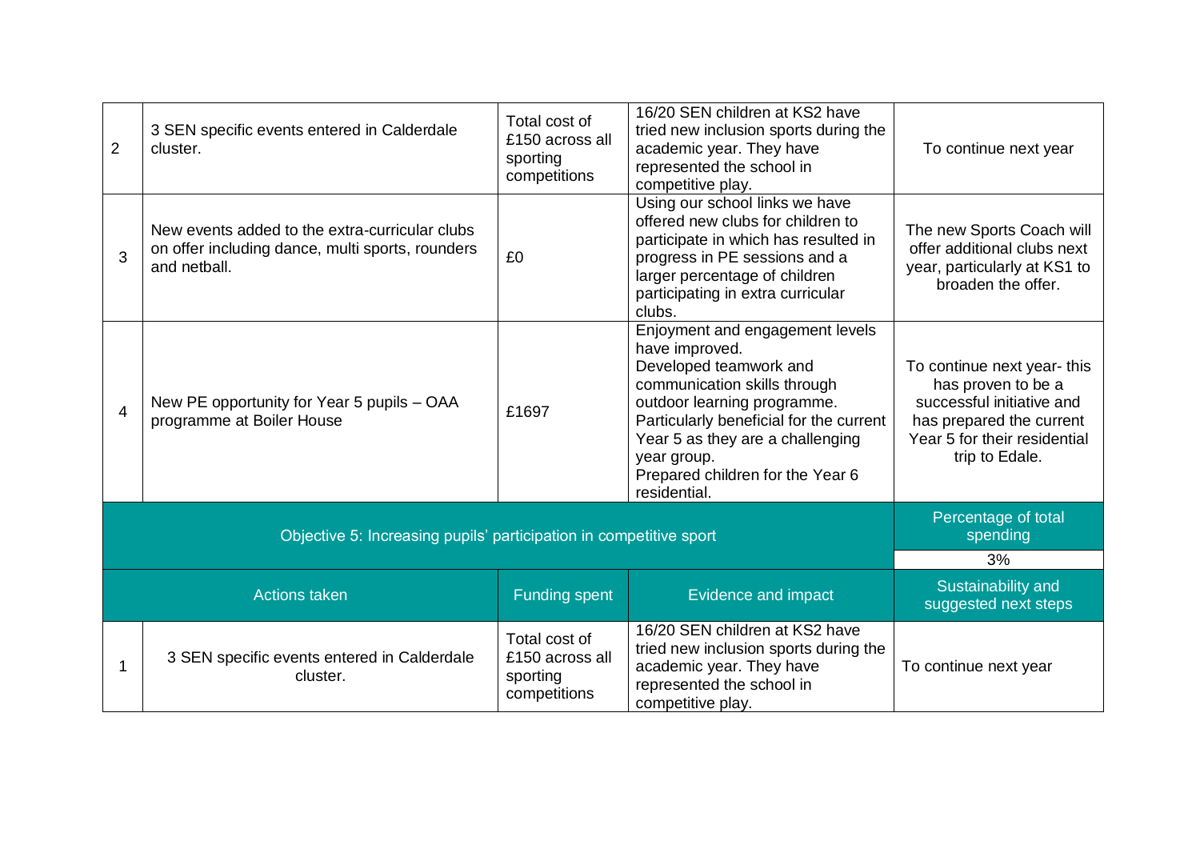| | | | | |
|---|---|---|---|---|
| 2 | 3 SEN specific events entered in Calderdale cluster. | Total cost of £150 across all sporting competitions | 16/20 SEN children at KS2 have tried new inclusion sports during the academic year. They have represented the school in competitive play. | To continue next year |
| 3 | New events added to the extra-curricular clubs on offer including dance, multi sports, rounders and netball. | £0 | Using our school links we have offered new clubs for children to participate in which has resulted in progress in PE sessions and a larger percentage of children participating in extra curricular clubs. | The new Sports Coach will offer additional clubs next year, particularly at KS1 to broaden the offer. |
| 4 | New PE opportunity for Year 5 pupils – OAA programme at Boiler House | £1697 | Enjoyment and engagement levels have improved.<br>Developed teamwork and communication skills through outdoor learning programme.<br>Particularly beneficial for the current Year 5 as they are a challenging year group.<br>Prepared children for the Year 6 residential. | To continue next year- this has proven to be a successful initiative and has prepared the current Year 5 for their residential trip to Edale. |

| Objective 5: Increasing pupils' participation in competitive sport | | | | Percentage of total spending<br>3% |
|---|---|---|---|---|
| **Actions taken** | | **Funding spent** | **Evidence and impact** | **Sustainability and suggested next steps** |
| 1 | 3 SEN specific events entered in Calderdale cluster. | Total cost of £150 across all sporting competitions | 16/20 SEN children at KS2 have tried new inclusion sports during the academic year. They have represented the school in competitive play. | To continue next year |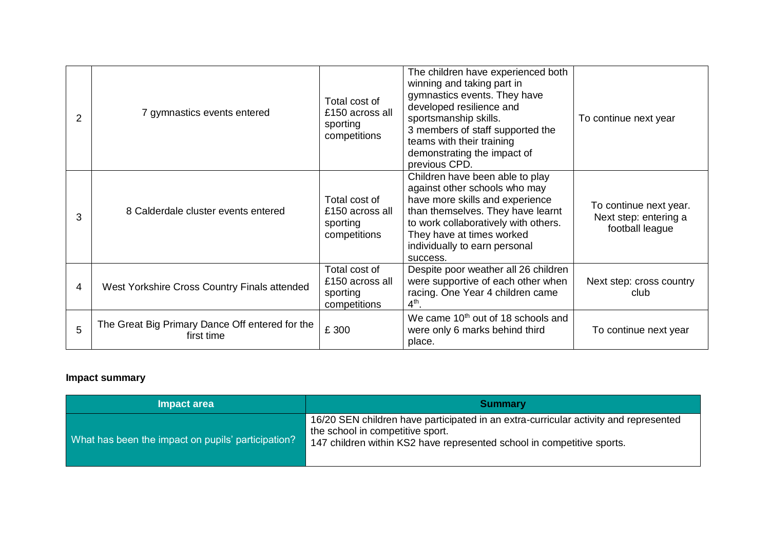| | | | | |
|---|---|---|---|---|
| 2 | 7 gymnastics events entered | Total cost of £150 across all sporting competitions | The children have experienced both winning and taking part in gymnastics events. They have developed resilience and sportsmanship skills. 3 members of staff supported the teams with their training demonstrating the impact of previous CPD. | To continue next year |
| 3 | 8 Calderdale cluster events entered | Total cost of £150 across all sporting competitions | Children have been able to play against other schools who may have more skills and experience than themselves. They have learnt to work collaboratively with others. They have at times worked individually to earn personal success. | To continue next year. Next step: entering a football league |
| 4 | West Yorkshire Cross Country Finals attended | Total cost of £150 across all sporting competitions | Despite poor weather all 26 children were supportive of each other when racing. One Year 4 children came 4th. | Next step: cross country club |
| 5 | The Great Big Primary Dance Off entered for the first time | £ 300 | We came 10th out of 18 schools and were only 6 marks behind third place. | To continue next year |

**Impact summary**

| Impact area | Summary |
|---|---|
| What has been the impact on pupils' participation? | 16/20 SEN children have participated in an extra-curricular activity and represented the school in competitive sport.<br>147 children within KS2 have represented school in competitive sports. |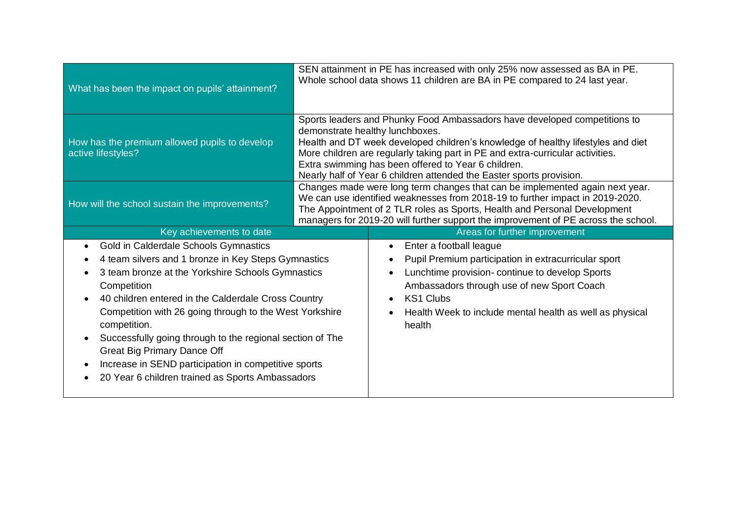| | |
|---|---|
| What has been the impact on pupils' attainment? | SEN attainment in PE has increased with only 25% now assessed as BA in PE.<br>Whole school data shows 11 children are BA in PE compared to 24 last year. |
| How has the premium allowed pupils to develop active lifestyles? | Sports leaders and Phunky Food Ambassadors have developed competitions to demonstrate healthy lunchboxes.<br>Health and DT week developed children's knowledge of healthy lifestyles and diet<br>More children are regularly taking part in PE and extra-curricular activities.<br>Extra swimming has been offered to Year 6 children.<br>Nearly half of Year 6 children attended the Easter sports provision. |
| How will the school sustain the improvements? | Changes made were long term changes that can be implemented again next year.<br>We can use identified weaknesses from 2018-19 to further impact in 2019-2020.<br>The Appointment of 2 TLR roles as Sports, Health and Personal Development managers for 2019-20 will further support the improvement of PE across the school. |

| Key achievements to date | Areas for further improvement |
|---|---|
| • Gold in Calderdale Schools Gymnastics<br>• 4 team silvers and 1 bronze in Key Steps Gymnastics<br>• 3 team bronze at the Yorkshire Schools Gymnastics Competition<br>• 40 children entered in the Calderdale Cross Country Competition with 26 going through to the West Yorkshire competition.<br>• Successfully going through to the regional section of The Great Big Primary Dance Off<br>• Increase in SEND participation in competitive sports<br>• 20 Year 6 children trained as Sports Ambassadors | • Enter a football league<br>• Pupil Premium participation in extracurricular sport<br>• Lunchtime provision- continue to develop Sports Ambassadors through use of new Sport Coach<br>• KS1 Clubs<br>• Health Week to include mental health as well as physical health |